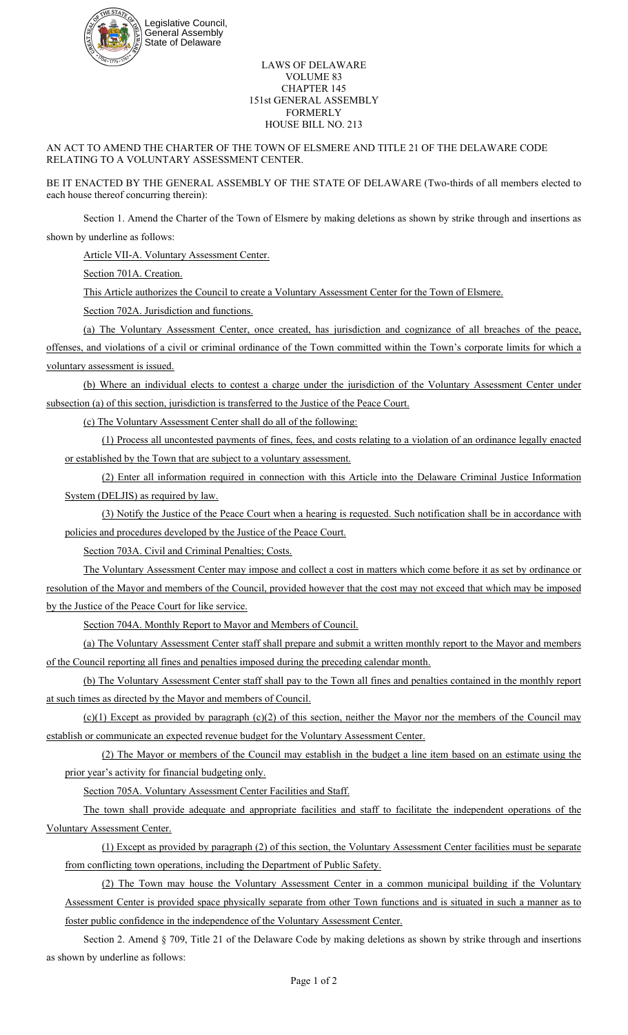Legislative Council, General Assembly State of Delaware

LAWS OF DELAWARE
VOLUME 83
CHAPTER 145
151st GENERAL ASSEMBLY
FORMERLY
HOUSE BILL NO. 213

AN ACT TO AMEND THE CHARTER OF THE TOWN OF ELSMERE AND TITLE 21 OF THE DELAWARE CODE RELATING TO A VOLUNTARY ASSESSMENT CENTER.

BE IT ENACTED BY THE GENERAL ASSEMBLY OF THE STATE OF DELAWARE (Two-thirds of all members elected to each house thereof concurring therein):

Section 1. Amend the Charter of the Town of Elsmere by making deletions as shown by strike through and insertions as shown by underline as follows:

Article VII-A. Voluntary Assessment Center.

Section 701A. Creation.

This Article authorizes the Council to create a Voluntary Assessment Center for the Town of Elsmere.

Section 702A. Jurisdiction and functions.

(a) The Voluntary Assessment Center, once created, has jurisdiction and cognizance of all breaches of the peace, offenses, and violations of a civil or criminal ordinance of the Town committed within the Town's corporate limits for which a voluntary assessment is issued.

(b) Where an individual elects to contest a charge under the jurisdiction of the Voluntary Assessment Center under subsection (a) of this section, jurisdiction is transferred to the Justice of the Peace Court.

(c) The Voluntary Assessment Center shall do all of the following:

(1) Process all uncontested payments of fines, fees, and costs relating to a violation of an ordinance legally enacted or established by the Town that are subject to a voluntary assessment.

(2) Enter all information required in connection with this Article into the Delaware Criminal Justice Information System (DELJIS) as required by law.

(3) Notify the Justice of the Peace Court when a hearing is requested. Such notification shall be in accordance with policies and procedures developed by the Justice of the Peace Court.

Section 703A. Civil and Criminal Penalties; Costs.

The Voluntary Assessment Center may impose and collect a cost in matters which come before it as set by ordinance or resolution of the Mayor and members of the Council, provided however that the cost may not exceed that which may be imposed by the Justice of the Peace Court for like service.

Section 704A. Monthly Report to Mayor and Members of Council.

(a) The Voluntary Assessment Center staff shall prepare and submit a written monthly report to the Mayor and members of the Council reporting all fines and penalties imposed during the preceding calendar month.

(b) The Voluntary Assessment Center staff shall pay to the Town all fines and penalties contained in the monthly report at such times as directed by the Mayor and members of Council.

(c)(1) Except as provided by paragraph (c)(2) of this section, neither the Mayor nor the members of the Council may establish or communicate an expected revenue budget for the Voluntary Assessment Center.

(2) The Mayor or members of the Council may establish in the budget a line item based on an estimate using the prior year's activity for financial budgeting only.

Section 705A. Voluntary Assessment Center Facilities and Staff.

The town shall provide adequate and appropriate facilities and staff to facilitate the independent operations of the Voluntary Assessment Center.

(1) Except as provided by paragraph (2) of this section, the Voluntary Assessment Center facilities must be separate from conflicting town operations, including the Department of Public Safety.

(2) The Town may house the Voluntary Assessment Center in a common municipal building if the Voluntary Assessment Center is provided space physically separate from other Town functions and is situated in such a manner as to foster public confidence in the independence of the Voluntary Assessment Center.

Section 2. Amend § 709, Title 21 of the Delaware Code by making deletions as shown by strike through and insertions as shown by underline as follows: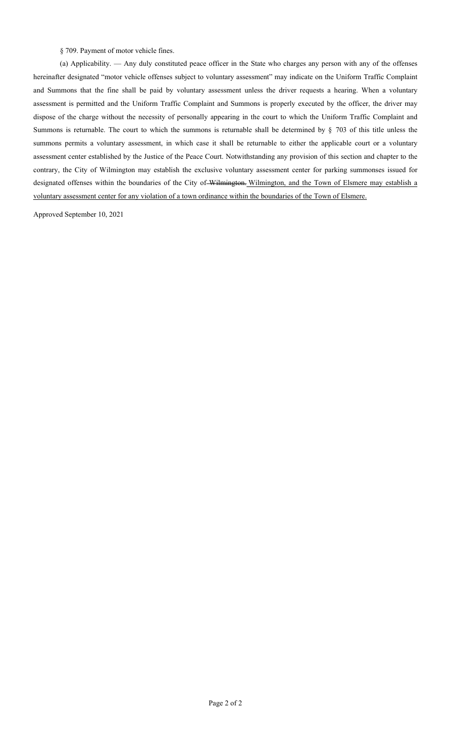§ 709. Payment of motor vehicle fines.

(a) Applicability. — Any duly constituted peace officer in the State who charges any person with any of the offenses hereinafter designated "motor vehicle offenses subject to voluntary assessment" may indicate on the Uniform Traffic Complaint and Summons that the fine shall be paid by voluntary assessment unless the driver requests a hearing. When a voluntary assessment is permitted and the Uniform Traffic Complaint and Summons is properly executed by the officer, the driver may dispose of the charge without the necessity of personally appearing in the court to which the Uniform Traffic Complaint and Summons is returnable. The court to which the summons is returnable shall be determined by § 703 of this title unless the summons permits a voluntary assessment, in which case it shall be returnable to either the applicable court or a voluntary assessment center established by the Justice of the Peace Court. Notwithstanding any provision of this section and chapter to the contrary, the City of Wilmington may establish the exclusive voluntary assessment center for parking summonses issued for designated offenses within the boundaries of the City of ~~Wilmington.~~ <u>Wilmington, and the Town of Elsmere may establish a voluntary assessment center for any violation of a town ordinance within the boundaries of the Town of Elsmere.</u>

Approved September 10, 2021